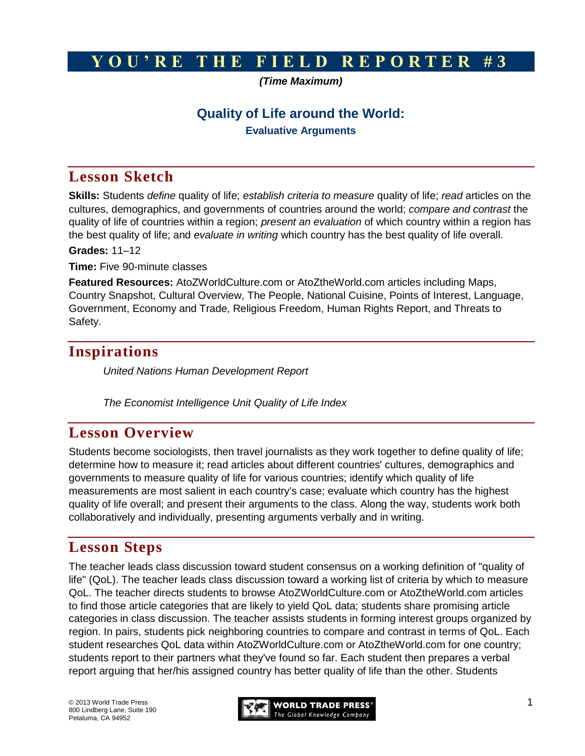# YOU'RE THE FIELD REPORTER #3

***(Time Maximum)***

## Quality of Life around the World:

### Evaluative Arguments

## Lesson Sketch

**Skills:** Students *define* quality of life; *establish criteria to measure* quality of life; *read* articles on the cultures, demographics, and governments of countries around the world; *compare and contrast* the quality of life of countries within a region; *present an evaluation* of which country within a region has the best quality of life; and *evaluate in writing* which country has the best quality of life overall.

**Grades:** 11–12

**Time:** Five 90-minute classes

**Featured Resources:** AtoZWorldCulture.com or AtoZtheWorld.com articles including Maps, Country Snapshot, Cultural Overview, The People, National Cuisine, Points of Interest, Language, Government, Economy and Trade, Religious Freedom, Human Rights Report, and Threats to Safety.

## Inspirations

*United Nations Human Development Report*

*The Economist Intelligence Unit Quality of Life Index*

## Lesson Overview

Students become sociologists, then travel journalists as they work together to define quality of life; determine how to measure it; read articles about different countries' cultures, demographics and governments to measure quality of life for various countries; identify which quality of life measurements are most salient in each country's case; evaluate which country has the highest quality of life overall; and present their arguments to the class. Along the way, students work both collaboratively and individually, presenting arguments verbally and in writing.

## Lesson Steps

The teacher leads class discussion toward student consensus on a working definition of "quality of life" (QoL). The teacher leads class discussion toward a working list of criteria by which to measure QoL. The teacher directs students to browse AtoZWorldCulture.com or AtoZtheWorld.com articles to find those article categories that are likely to yield QoL data; students share promising article categories in class discussion. The teacher assists students in forming interest groups organized by region. In pairs, students pick neighboring countries to compare and contrast in terms of QoL. Each student researches QoL data within AtoZWorldCulture.com or AtoZtheWorld.com for one country; students report to their partners what they've found so far. Each student then prepares a verbal report arguing that her/his assigned country has better quality of life than the other. Students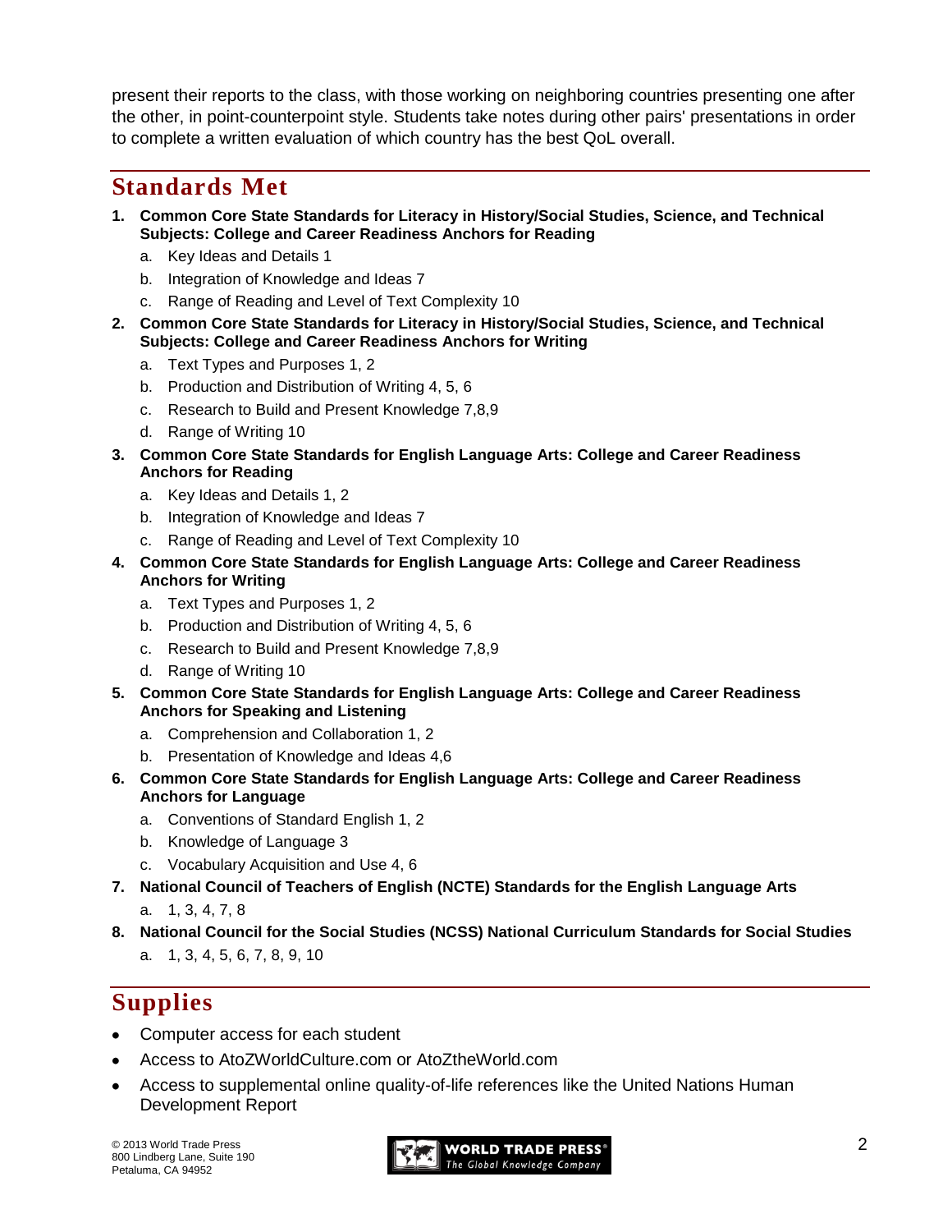present their reports to the class, with those working on neighboring countries presenting one after the other, in point-counterpoint style. Students take notes during other pairs' presentations in order to complete a written evaluation of which country has the best QoL overall.

## Standards Met

1. **Common Core State Standards for Literacy in History/Social Studies, Science, and Technical Subjects: College and Career Readiness Anchors for Reading**
   a. Key Ideas and Details 1
   b. Integration of Knowledge and Ideas 7
   c. Range of Reading and Level of Text Complexity 10
2. **Common Core State Standards for Literacy in History/Social Studies, Science, and Technical Subjects: College and Career Readiness Anchors for Writing**
   a. Text Types and Purposes 1, 2
   b. Production and Distribution of Writing 4, 5, 6
   c. Research to Build and Present Knowledge 7,8,9
   d. Range of Writing 10
3. **Common Core State Standards for English Language Arts: College and Career Readiness Anchors for Reading**
   a. Key Ideas and Details 1, 2
   b. Integration of Knowledge and Ideas 7
   c. Range of Reading and Level of Text Complexity 10
4. **Common Core State Standards for English Language Arts: College and Career Readiness Anchors for Writing**
   a. Text Types and Purposes 1, 2
   b. Production and Distribution of Writing 4, 5, 6
   c. Research to Build and Present Knowledge 7,8,9
   d. Range of Writing 10
5. **Common Core State Standards for English Language Arts: College and Career Readiness Anchors for Speaking and Listening**
   a. Comprehension and Collaboration 1, 2
   b. Presentation of Knowledge and Ideas 4,6
6. **Common Core State Standards for English Language Arts: College and Career Readiness Anchors for Language**
   a. Conventions of Standard English 1, 2
   b. Knowledge of Language 3
   c. Vocabulary Acquisition and Use 4, 6
7. **National Council of Teachers of English (NCTE) Standards for the English Language Arts**
   a. 1, 3, 4, 7, 8
8. **National Council for the Social Studies (NCSS) National Curriculum Standards for Social Studies**
   a. 1, 3, 4, 5, 6, 7, 8, 9, 10

## Supplies

- Computer access for each student
- Access to AtoZWorldCulture.com or AtoZtheWorld.com
- Access to supplemental online quality-of-life references like the United Nations Human Development Report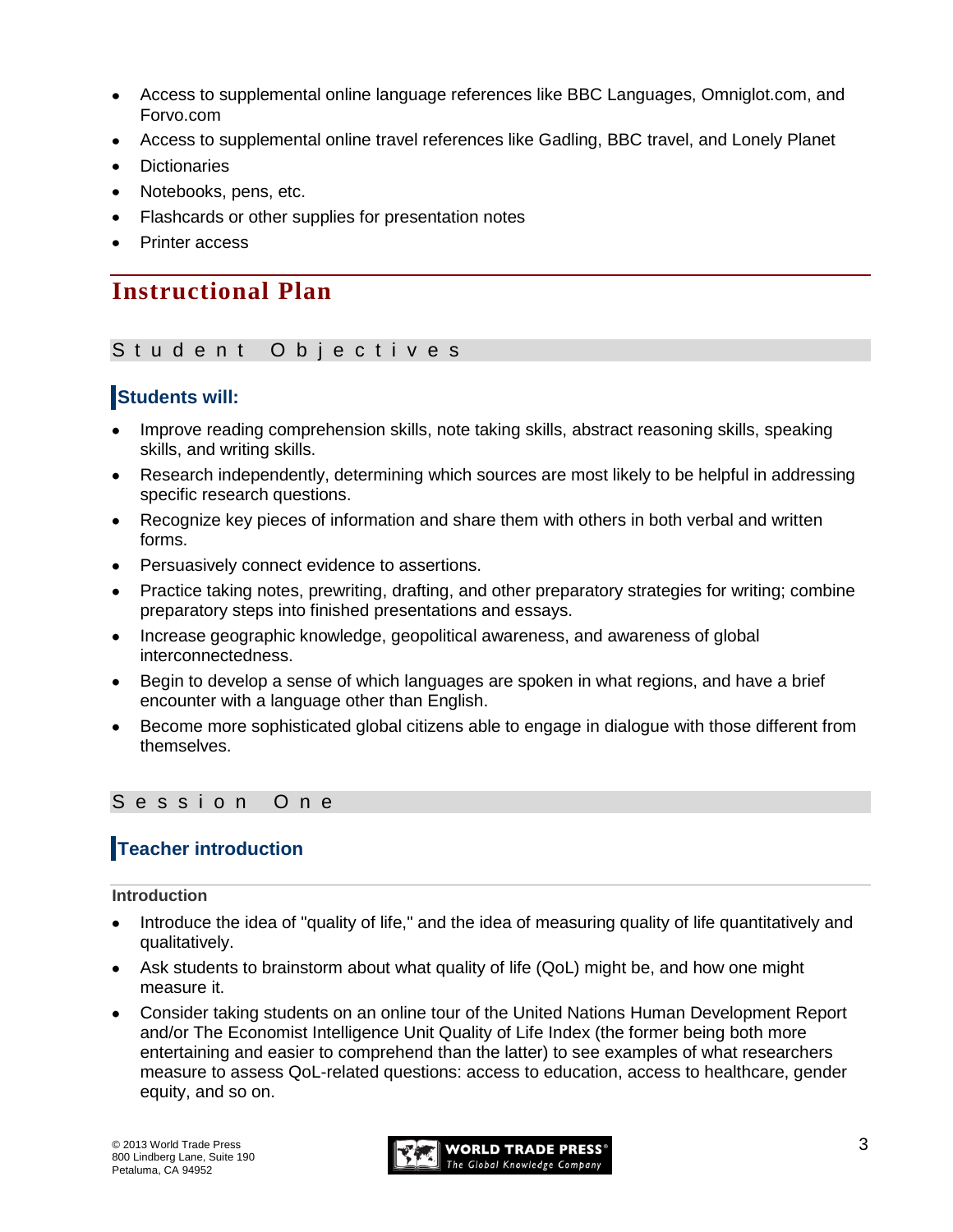- Access to supplemental online language references like BBC Languages, Omniglot.com, and Forvo.com
- Access to supplemental online travel references like Gadling, BBC travel, and Lonely Planet
- Dictionaries
- Notebooks, pens, etc.
- Flashcards or other supplies for presentation notes
- Printer access

# Instructional Plan

## Student Objectives

### Students will:

- Improve reading comprehension skills, note taking skills, abstract reasoning skills, speaking skills, and writing skills.
- Research independently, determining which sources are most likely to be helpful in addressing specific research questions.
- Recognize key pieces of information and share them with others in both verbal and written forms.
- Persuasively connect evidence to assertions.
- Practice taking notes, prewriting, drafting, and other preparatory strategies for writing; combine preparatory steps into finished presentations and essays.
- Increase geographic knowledge, geopolitical awareness, and awareness of global interconnectedness.
- Begin to develop a sense of which languages are spoken in what regions, and have a brief encounter with a language other than English.
- Become more sophisticated global citizens able to engage in dialogue with those different from themselves.

## Session One

### Teacher introduction

#### Introduction

- Introduce the idea of "quality of life," and the idea of measuring quality of life quantitatively and qualitatively.
- Ask students to brainstorm about what quality of life (QoL) might be, and how one might measure it.
- Consider taking students on an online tour of the United Nations Human Development Report and/or The Economist Intelligence Unit Quality of Life Index (the former being both more entertaining and easier to comprehend than the latter) to see examples of what researchers measure to assess QoL-related questions: access to education, access to healthcare, gender equity, and so on.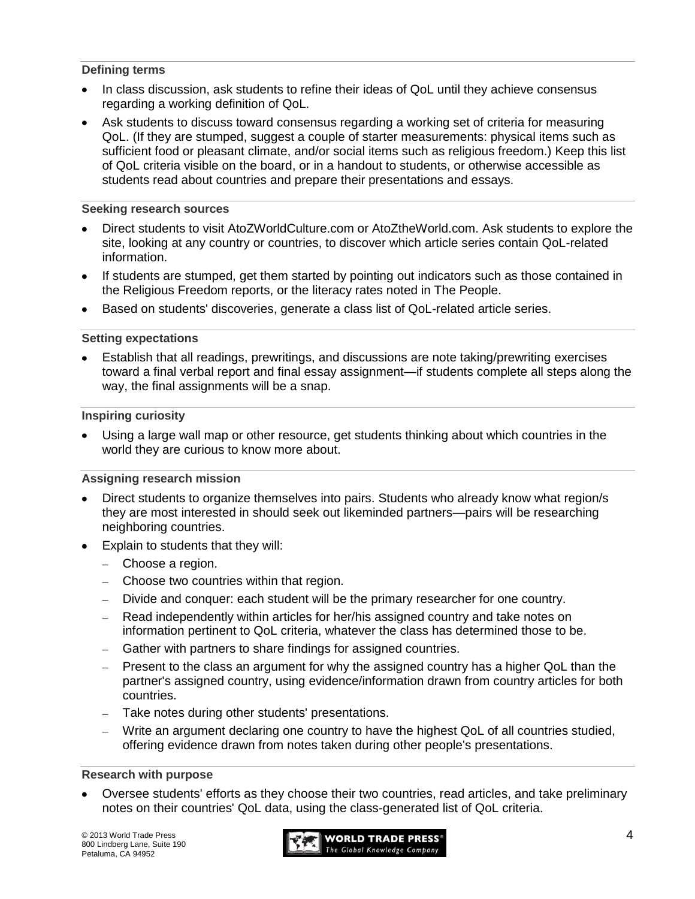### Defining terms

- In class discussion, ask students to refine their ideas of QoL until they achieve consensus regarding a working definition of QoL.
- Ask students to discuss toward consensus regarding a working set of criteria for measuring QoL. (If they are stumped, suggest a couple of starter measurements: physical items such as sufficient food or pleasant climate, and/or social items such as religious freedom.) Keep this list of QoL criteria visible on the board, or in a handout to students, or otherwise accessible as students read about countries and prepare their presentations and essays.

### Seeking research sources

- Direct students to visit AtoZWorldCulture.com or AtoZtheWorld.com. Ask students to explore the site, looking at any country or countries, to discover which article series contain QoL-related information.
- If students are stumped, get them started by pointing out indicators such as those contained in the Religious Freedom reports, or the literacy rates noted in The People.
- Based on students' discoveries, generate a class list of QoL-related article series.

### Setting expectations

- Establish that all readings, prewritings, and discussions are note taking/prewriting exercises toward a final verbal report and final essay assignment—if students complete all steps along the way, the final assignments will be a snap.

### Inspiring curiosity

- Using a large wall map or other resource, get students thinking about which countries in the world they are curious to know more about.

### Assigning research mission

- Direct students to organize themselves into pairs. Students who already know what region/s they are most interested in should seek out likeminded partners—pairs will be researching neighboring countries.
- Explain to students that they will:
  - Choose a region.
  - Choose two countries within that region.
  - Divide and conquer: each student will be the primary researcher for one country.
  - Read independently within articles for her/his assigned country and take notes on information pertinent to QoL criteria, whatever the class has determined those to be.
  - Gather with partners to share findings for assigned countries.
  - Present to the class an argument for why the assigned country has a higher QoL than the partner's assigned country, using evidence/information drawn from country articles for both countries.
  - Take notes during other students' presentations.
  - Write an argument declaring one country to have the highest QoL of all countries studied, offering evidence drawn from notes taken during other people's presentations.

### Research with purpose

- Oversee students' efforts as they choose their two countries, read articles, and take preliminary notes on their countries' QoL data, using the class-generated list of QoL criteria.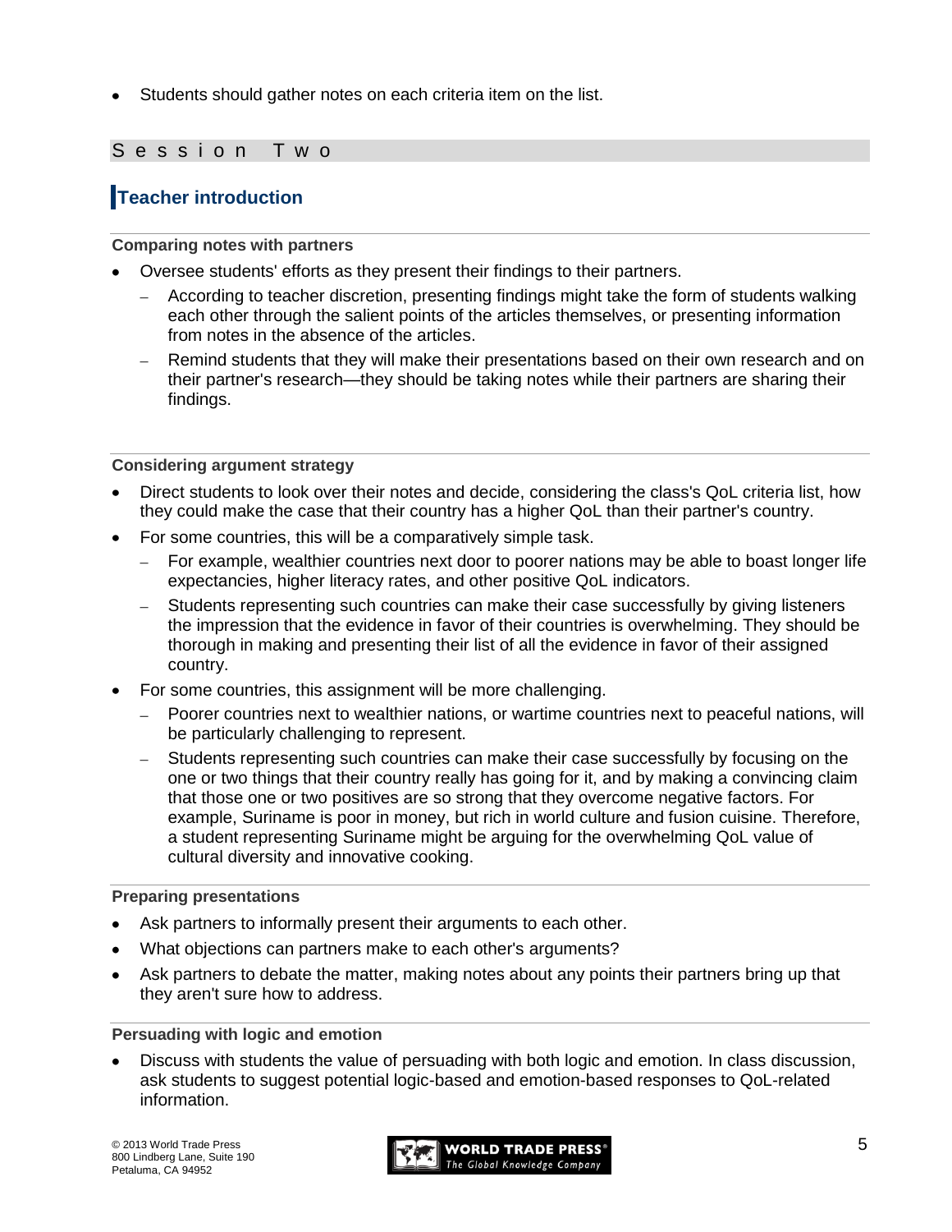- Students should gather notes on each criteria item on the list.

## Session Two

### Teacher introduction

**Comparing notes with partners**

- Oversee students' efforts as they present their findings to their partners.
  - According to teacher discretion, presenting findings might take the form of students walking each other through the salient points of the articles themselves, or presenting information from notes in the absence of the articles.
  - Remind students that they will make their presentations based on their own research and on their partner's research—they should be taking notes while their partners are sharing their findings.

**Considering argument strategy**

- Direct students to look over their notes and decide, considering the class's QoL criteria list, how they could make the case that their country has a higher QoL than their partner's country.
- For some countries, this will be a comparatively simple task.
  - For example, wealthier countries next door to poorer nations may be able to boast longer life expectancies, higher literacy rates, and other positive QoL indicators.
  - Students representing such countries can make their case successfully by giving listeners the impression that the evidence in favor of their countries is overwhelming. They should be thorough in making and presenting their list of all the evidence in favor of their assigned country.
- For some countries, this assignment will be more challenging.
  - Poorer countries next to wealthier nations, or wartime countries next to peaceful nations, will be particularly challenging to represent.
  - Students representing such countries can make their case successfully by focusing on the one or two things that their country really has going for it, and by making a convincing claim that those one or two positives are so strong that they overcome negative factors. For example, Suriname is poor in money, but rich in world culture and fusion cuisine. Therefore, a student representing Suriname might be arguing for the overwhelming QoL value of cultural diversity and innovative cooking.

**Preparing presentations**

- Ask partners to informally present their arguments to each other.
- What objections can partners make to each other's arguments?
- Ask partners to debate the matter, making notes about any points their partners bring up that they aren't sure how to address.

**Persuading with logic and emotion**

- Discuss with students the value of persuading with both logic and emotion. In class discussion, ask students to suggest potential logic-based and emotion-based responses to QoL-related information.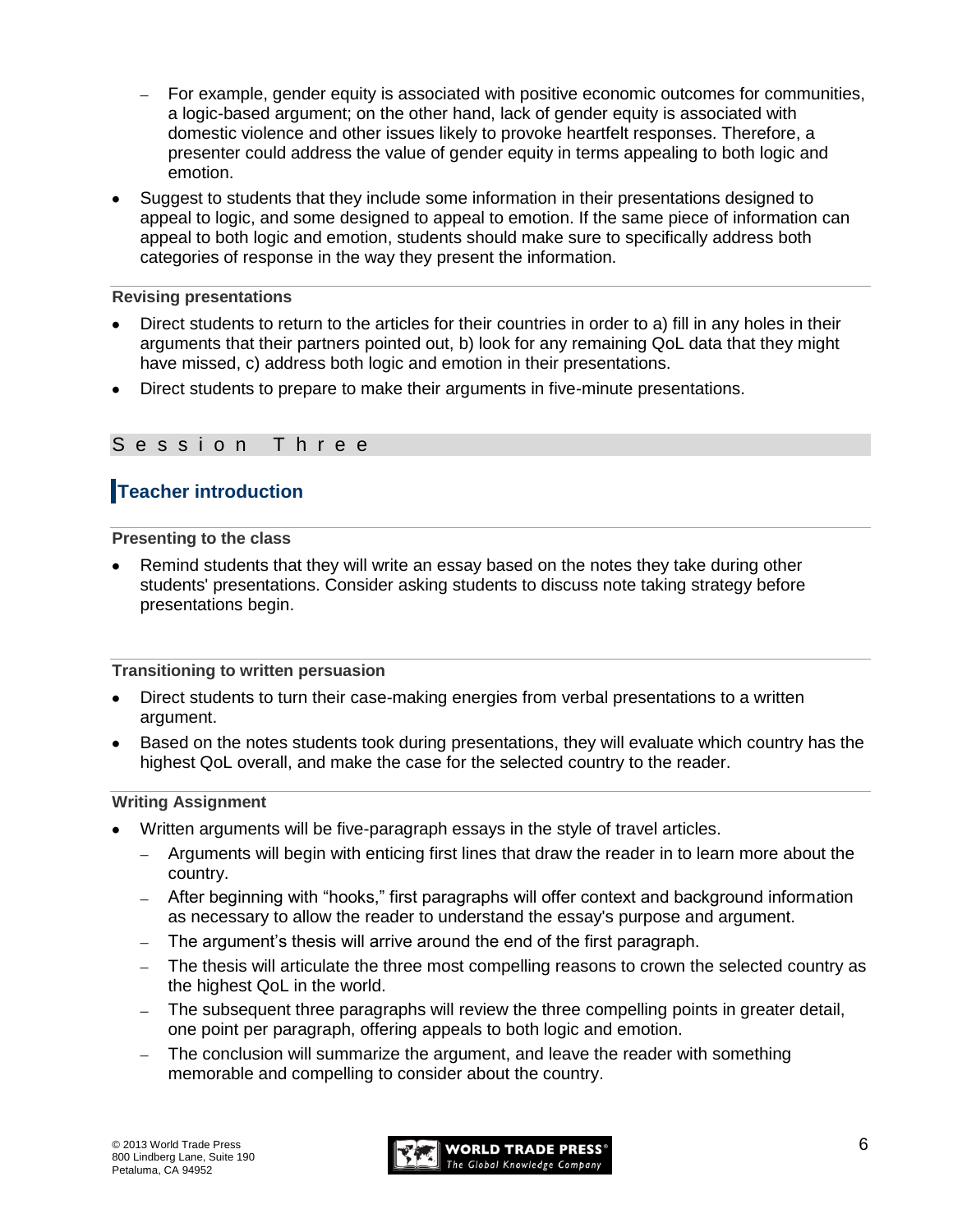- For example, gender equity is associated with positive economic outcomes for communities, a logic-based argument; on the other hand, lack of gender equity is associated with domestic violence and other issues likely to provoke heartfelt responses. Therefore, a presenter could address the value of gender equity in terms appealing to both logic and emotion.
- Suggest to students that they include some information in their presentations designed to appeal to logic, and some designed to appeal to emotion. If the same piece of information can appeal to both logic and emotion, students should make sure to specifically address both categories of response in the way they present the information.

**Revising presentations**

- Direct students to return to the articles for their countries in order to a) fill in any holes in their arguments that their partners pointed out, b) look for any remaining QoL data that they might have missed, c) address both logic and emotion in their presentations.
- Direct students to prepare to make their arguments in five-minute presentations.

## Session Three

### Teacher introduction

**Presenting to the class**

- Remind students that they will write an essay based on the notes they take during other students' presentations. Consider asking students to discuss note taking strategy before presentations begin.

**Transitioning to written persuasion**

- Direct students to turn their case-making energies from verbal presentations to a written argument.
- Based on the notes students took during presentations, they will evaluate which country has the highest QoL overall, and make the case for the selected country to the reader.

**Writing Assignment**

- Written arguments will be five-paragraph essays in the style of travel articles.
  - Arguments will begin with enticing first lines that draw the reader in to learn more about the country.
  - After beginning with "hooks," first paragraphs will offer context and background information as necessary to allow the reader to understand the essay's purpose and argument.
  - The argument's thesis will arrive around the end of the first paragraph.
  - The thesis will articulate the three most compelling reasons to crown the selected country as the highest QoL in the world.
  - The subsequent three paragraphs will review the three compelling points in greater detail, one point per paragraph, offering appeals to both logic and emotion.
  - The conclusion will summarize the argument, and leave the reader with something memorable and compelling to consider about the country.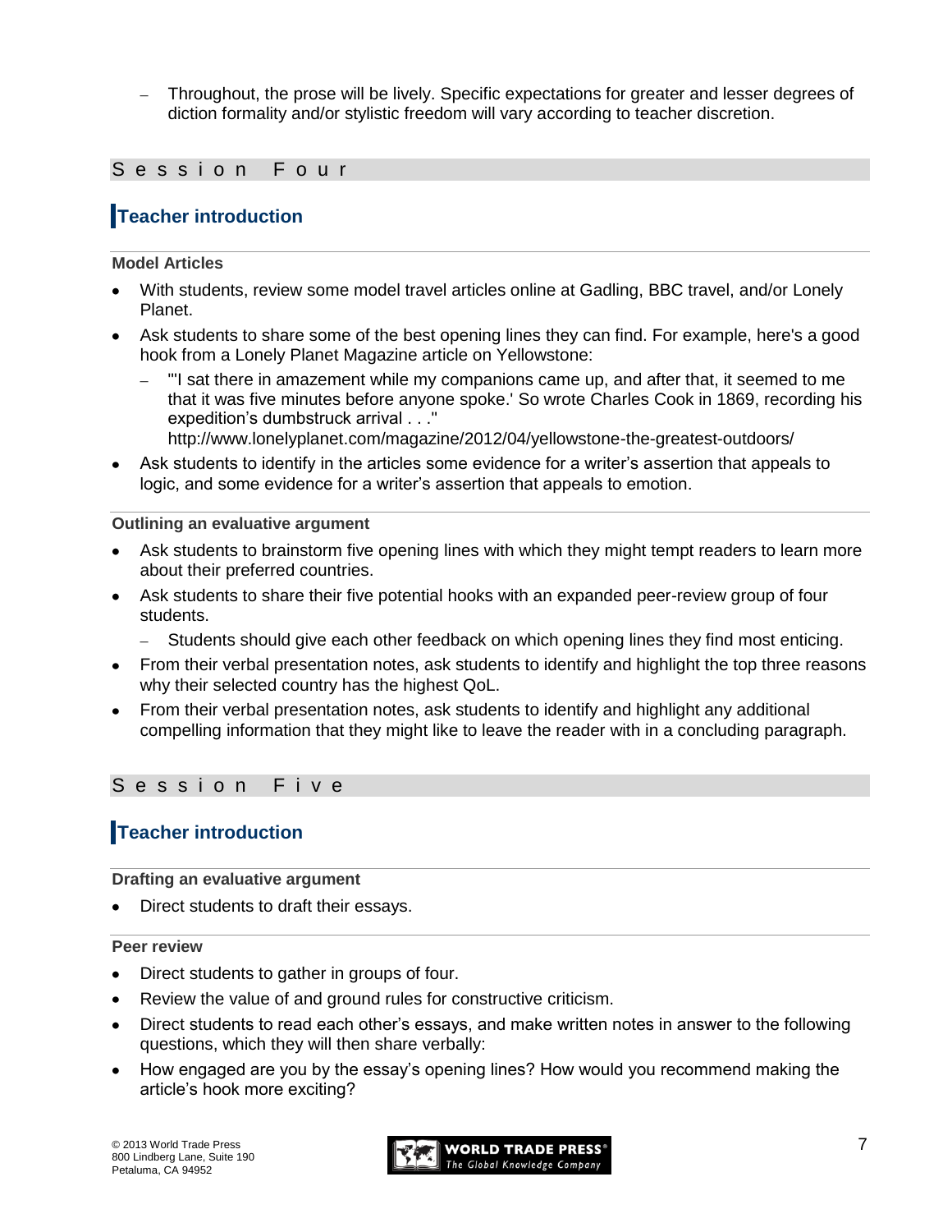- Throughout, the prose will be lively. Specific expectations for greater and lesser degrees of diction formality and/or stylistic freedom will vary according to teacher discretion.

## Session Four

### Teacher introduction

#### Model Articles

- With students, review some model travel articles online at Gadling, BBC travel, and/or Lonely Planet.
- Ask students to share some of the best opening lines they can find. For example, here's a good hook from a Lonely Planet Magazine article on Yellowstone:
  - "'I sat there in amazement while my companions came up, and after that, it seemed to me that it was five minutes before anyone spoke.' So wrote Charles Cook in 1869, recording his expedition's dumbstruck arrival . . ." http://www.lonelyplanet.com/magazine/2012/04/yellowstone-the-greatest-outdoors/
- Ask students to identify in the articles some evidence for a writer's assertion that appeals to logic, and some evidence for a writer's assertion that appeals to emotion.

#### Outlining an evaluative argument

- Ask students to brainstorm five opening lines with which they might tempt readers to learn more about their preferred countries.
- Ask students to share their five potential hooks with an expanded peer-review group of four students.
  - Students should give each other feedback on which opening lines they find most enticing.
- From their verbal presentation notes, ask students to identify and highlight the top three reasons why their selected country has the highest QoL.
- From their verbal presentation notes, ask students to identify and highlight any additional compelling information that they might like to leave the reader with in a concluding paragraph.

## Session Five

### Teacher introduction

#### Drafting an evaluative argument

- Direct students to draft their essays.

#### Peer review

- Direct students to gather in groups of four.
- Review the value of and ground rules for constructive criticism.
- Direct students to read each other's essays, and make written notes in answer to the following questions, which they will then share verbally:
- How engaged are you by the essay's opening lines? How would you recommend making the article's hook more exciting?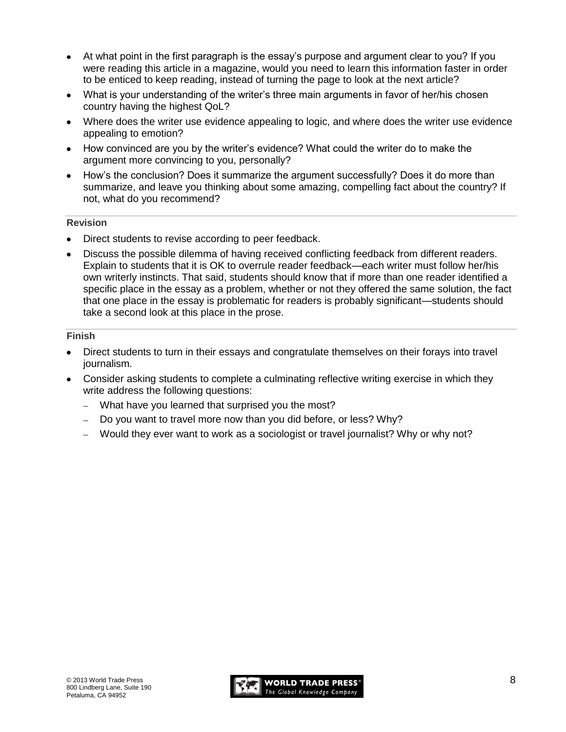- At what point in the first paragraph is the essay's purpose and argument clear to you? If you were reading this article in a magazine, would you need to learn this information faster in order to be enticed to keep reading, instead of turning the page to look at the next article?
- What is your understanding of the writer's three main arguments in favor of her/his chosen country having the highest QoL?
- Where does the writer use evidence appealing to logic, and where does the writer use evidence appealing to emotion?
- How convinced are you by the writer's evidence? What could the writer do to make the argument more convincing to you, personally?
- How's the conclusion? Does it summarize the argument successfully? Does it do more than summarize, and leave you thinking about some amazing, compelling fact about the country? If not, what do you recommend?

**Revision**

- Direct students to revise according to peer feedback.
- Discuss the possible dilemma of having received conflicting feedback from different readers. Explain to students that it is OK to overrule reader feedback—each writer must follow her/his own writerly instincts. That said, students should know that if more than one reader identified a specific place in the essay as a problem, whether or not they offered the same solution, the fact that one place in the essay is problematic for readers is probably significant—students should take a second look at this place in the prose.

**Finish**

- Direct students to turn in their essays and congratulate themselves on their forays into travel journalism.
- Consider asking students to complete a culminating reflective writing exercise in which they write address the following questions:
  - What have you learned that surprised you the most?
  - Do you want to travel more now than you did before, or less? Why?
  - Would they ever want to work as a sociologist or travel journalist? Why or why not?